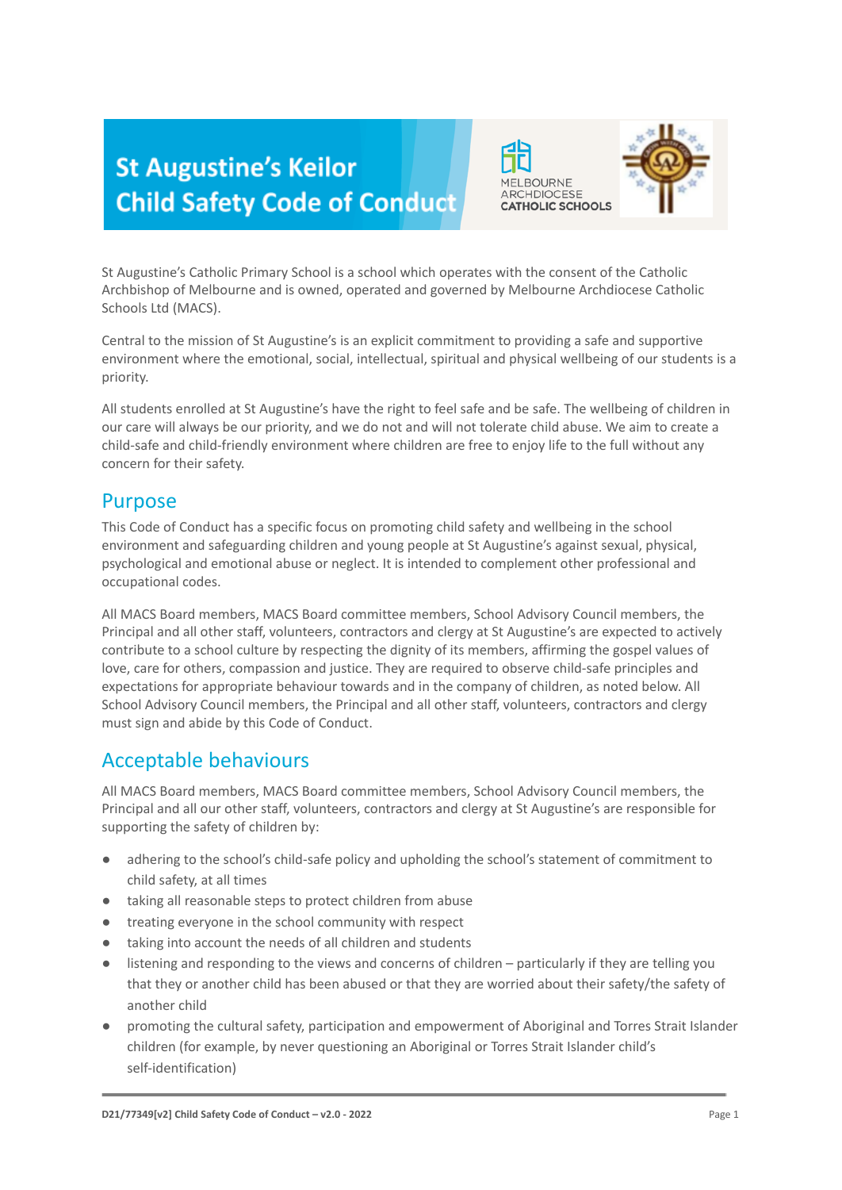# St Augustine's Keilor Child Safety Code of Conduct

MELBOURNE ARCHDIOCESE CATHOLIC SCHOOLS

St Augustine's Catholic Primary School is a school which operates with the consent of the Catholic Archbishop of Melbourne and is owned, operated and governed by Melbourne Archdiocese Catholic Schools Ltd (MACS).

Central to the mission of St Augustine's is an explicit commitment to providing a safe and supportive environment where the emotional, social, intellectual, spiritual and physical wellbeing of our students is a priority.

All students enrolled at St Augustine's have the right to feel safe and be safe. The wellbeing of children in our care will always be our priority, and we do not and will not tolerate child abuse. We aim to create a child-safe and child-friendly environment where children are free to enjoy life to the full without any concern for their safety.

## Purpose

This Code of Conduct has a specific focus on promoting child safety and wellbeing in the school environment and safeguarding children and young people at St Augustine's against sexual, physical, psychological and emotional abuse or neglect. It is intended to complement other professional and occupational codes.

All MACS Board members, MACS Board committee members, School Advisory Council members, the Principal and all other staff, volunteers, contractors and clergy at St Augustine's are expected to actively contribute to a school culture by respecting the dignity of its members, affirming the gospel values of love, care for others, compassion and justice. They are required to observe child-safe principles and expectations for appropriate behaviour towards and in the company of children, as noted below. All School Advisory Council members, the Principal and all other staff, volunteers, contractors and clergy must sign and abide by this Code of Conduct.

## Acceptable behaviours

All MACS Board members, MACS Board committee members, School Advisory Council members, the Principal and all our other staff, volunteers, contractors and clergy at St Augustine's are responsible for supporting the safety of children by:

- adhering to the school's child-safe policy and upholding the school's statement of commitment to child safety, at all times
- taking all reasonable steps to protect children from abuse
- treating everyone in the school community with respect
- taking into account the needs of all children and students
- listening and responding to the views and concerns of children – particularly if they are telling you that they or another child has been abused or that they are worried about their safety/the safety of another child
- promoting the cultural safety, participation and empowerment of Aboriginal and Torres Strait Islander children (for example, by never questioning an Aboriginal or Torres Strait Islander child's self-identification)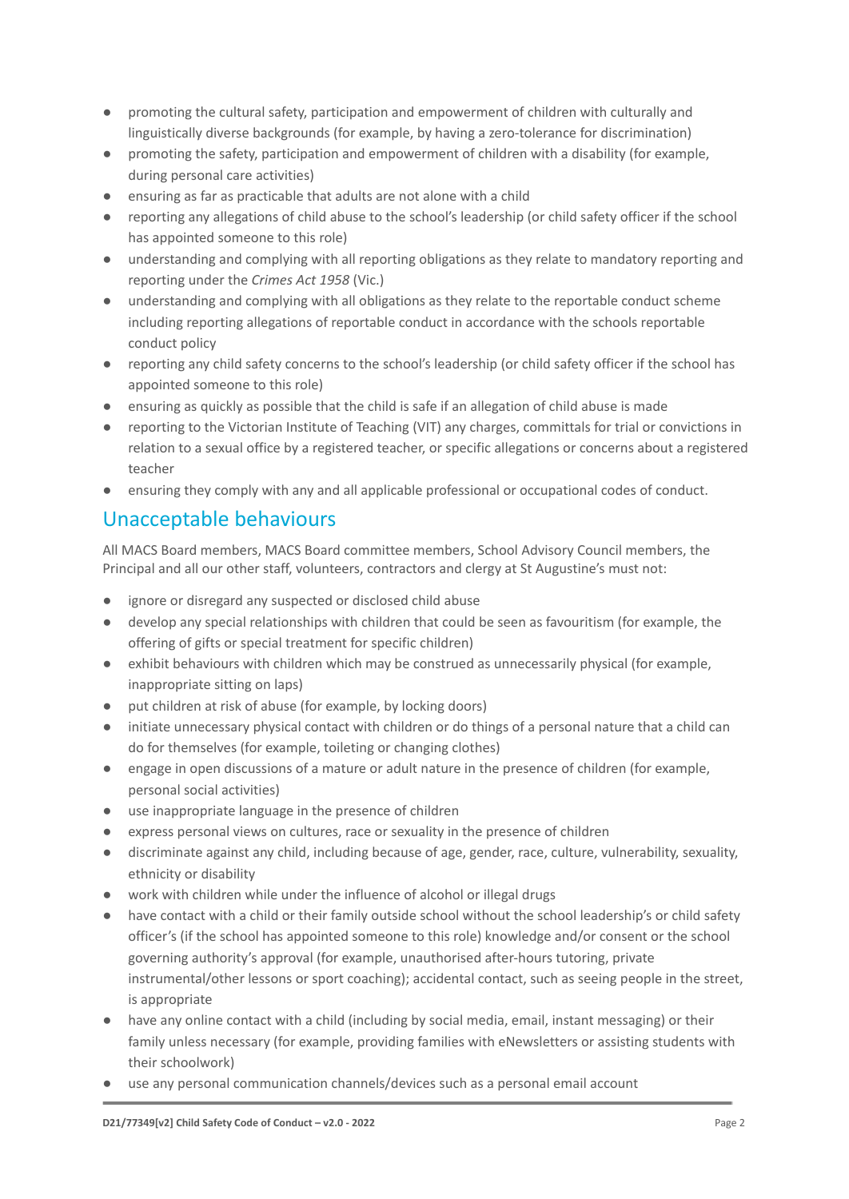- promoting the cultural safety, participation and empowerment of children with culturally and linguistically diverse backgrounds (for example, by having a zero-tolerance for discrimination)
- promoting the safety, participation and empowerment of children with a disability (for example, during personal care activities)
- ensuring as far as practicable that adults are not alone with a child
- reporting any allegations of child abuse to the school's leadership (or child safety officer if the school has appointed someone to this role)
- understanding and complying with all reporting obligations as they relate to mandatory reporting and reporting under the *Crimes Act 1958* (Vic.)
- understanding and complying with all obligations as they relate to the reportable conduct scheme including reporting allegations of reportable conduct in accordance with the schools reportable conduct policy
- reporting any child safety concerns to the school's leadership (or child safety officer if the school has appointed someone to this role)
- ensuring as quickly as possible that the child is safe if an allegation of child abuse is made
- reporting to the Victorian Institute of Teaching (VIT) any charges, committals for trial or convictions in relation to a sexual office by a registered teacher, or specific allegations or concerns about a registered teacher
- ensuring they comply with any and all applicable professional or occupational codes of conduct.

## Unacceptable behaviours

All MACS Board members, MACS Board committee members, School Advisory Council members, the Principal and all our other staff, volunteers, contractors and clergy at St Augustine's must not:

- ignore or disregard any suspected or disclosed child abuse
- develop any special relationships with children that could be seen as favouritism (for example, the offering of gifts or special treatment for specific children)
- exhibit behaviours with children which may be construed as unnecessarily physical (for example, inappropriate sitting on laps)
- put children at risk of abuse (for example, by locking doors)
- initiate unnecessary physical contact with children or do things of a personal nature that a child can do for themselves (for example, toileting or changing clothes)
- engage in open discussions of a mature or adult nature in the presence of children (for example, personal social activities)
- use inappropriate language in the presence of children
- express personal views on cultures, race or sexuality in the presence of children
- discriminate against any child, including because of age, gender, race, culture, vulnerability, sexuality, ethnicity or disability
- work with children while under the influence of alcohol or illegal drugs
- have contact with a child or their family outside school without the school leadership's or child safety officer's (if the school has appointed someone to this role) knowledge and/or consent or the school governing authority's approval (for example, unauthorised after-hours tutoring, private instrumental/other lessons or sport coaching); accidental contact, such as seeing people in the street, is appropriate
- have any online contact with a child (including by social media, email, instant messaging) or their family unless necessary (for example, providing families with eNewsletters or assisting students with their schoolwork)
- use any personal communication channels/devices such as a personal email account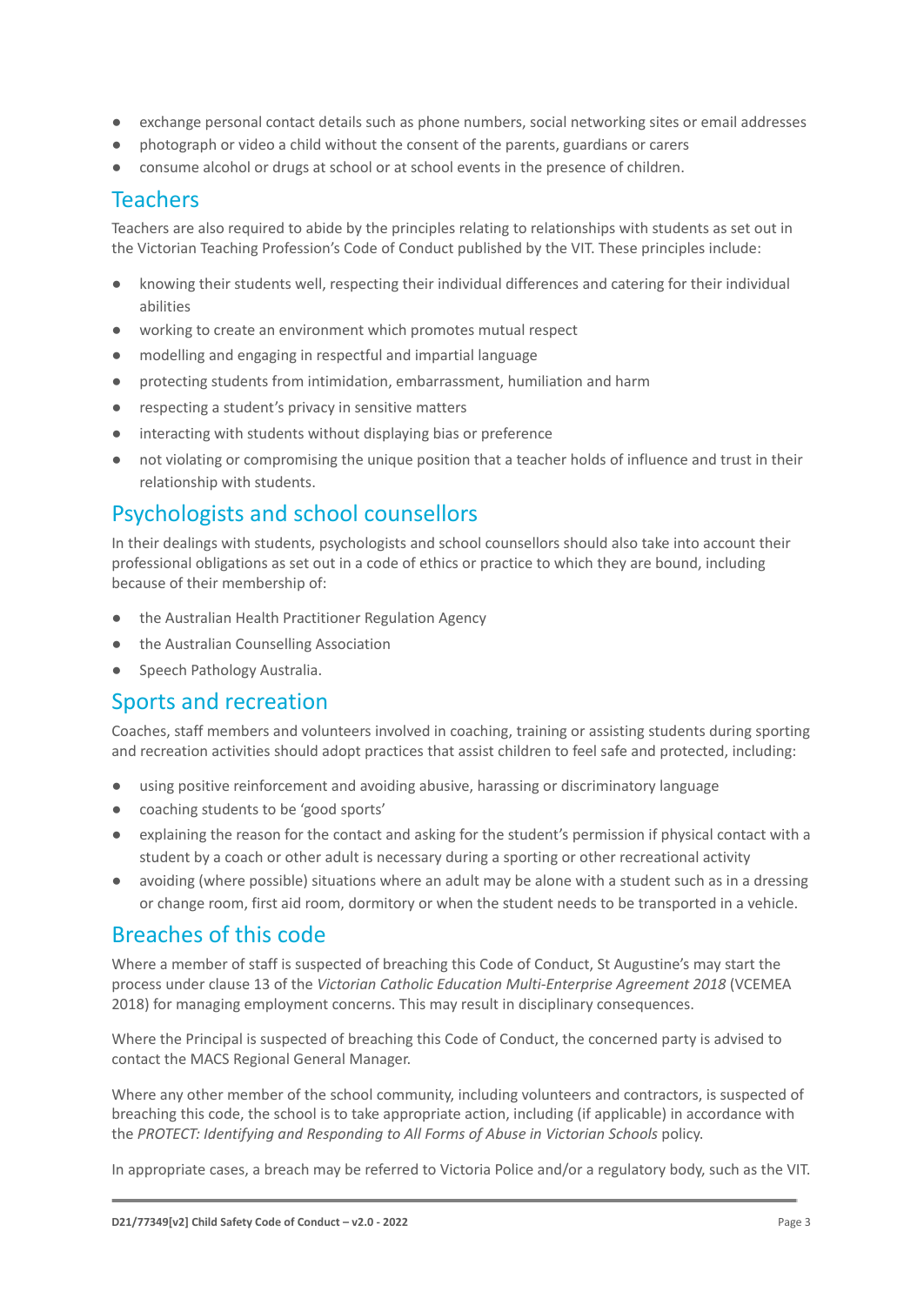- exchange personal contact details such as phone numbers, social networking sites or email addresses
- photograph or video a child without the consent of the parents, guardians or carers
- consume alcohol or drugs at school or at school events in the presence of children.

## Teachers

Teachers are also required to abide by the principles relating to relationships with students as set out in the Victorian Teaching Profession's Code of Conduct published by the VIT. These principles include:

- knowing their students well, respecting their individual differences and catering for their individual abilities
- working to create an environment which promotes mutual respect
- modelling and engaging in respectful and impartial language
- protecting students from intimidation, embarrassment, humiliation and harm
- respecting a student's privacy in sensitive matters
- interacting with students without displaying bias or preference
- not violating or compromising the unique position that a teacher holds of influence and trust in their relationship with students.

## Psychologists and school counsellors

In their dealings with students, psychologists and school counsellors should also take into account their professional obligations as set out in a code of ethics or practice to which they are bound, including because of their membership of:

- the Australian Health Practitioner Regulation Agency
- the Australian Counselling Association
- Speech Pathology Australia.

## Sports and recreation

Coaches, staff members and volunteers involved in coaching, training or assisting students during sporting and recreation activities should adopt practices that assist children to feel safe and protected, including:

- using positive reinforcement and avoiding abusive, harassing or discriminatory language
- coaching students to be 'good sports'
- explaining the reason for the contact and asking for the student's permission if physical contact with a student by a coach or other adult is necessary during a sporting or other recreational activity
- avoiding (where possible) situations where an adult may be alone with a student such as in a dressing or change room, first aid room, dormitory or when the student needs to be transported in a vehicle.

## Breaches of this code

Where a member of staff is suspected of breaching this Code of Conduct, St Augustine's may start the process under clause 13 of the *Victorian Catholic Education Multi-Enterprise Agreement 2018* (VCEMEA 2018) for managing employment concerns. This may result in disciplinary consequences.

Where the Principal is suspected of breaching this Code of Conduct, the concerned party is advised to contact the MACS Regional General Manager.

Where any other member of the school community, including volunteers and contractors, is suspected of breaching this code, the school is to take appropriate action, including (if applicable) in accordance with the *PROTECT: Identifying and Responding to All Forms of Abuse in Victorian Schools* policy.

In appropriate cases, a breach may be referred to Victoria Police and/or a regulatory body, such as the VIT.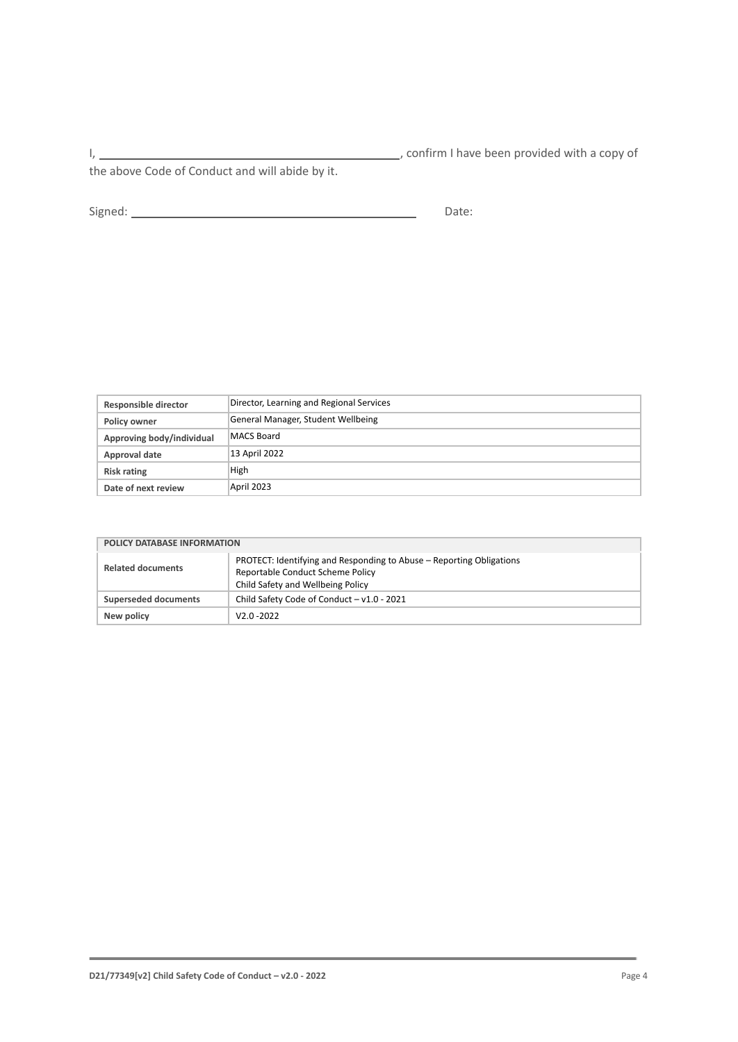I, \_\_\_\_\_\_\_\_\_\_\_\_\_\_\_\_\_\_\_\_\_\_\_\_\_\_\_\_\_\_\_\_\_\_\_\_\_\_\_\_, confirm I have been provided with a copy of the above Code of Conduct and will abide by it.

Signed: \_\_\_\_\_\_\_\_\_\_\_\_\_\_\_\_\_\_\_\_\_\_\_\_\_\_\_\_\_\_\_\_\_\_\_\_\_\_\_\_ Date:

| | |
|---|---|
| **Responsible director** | Director, Learning and Regional Services |
| **Policy owner** | General Manager, Student Wellbeing |
| **Approving body/individual** | MACS Board |
| **Approval date** | 13 April 2022 |
| **Risk rating** | High |
| **Date of next review** | April 2023 |

| **POLICY DATABASE INFORMATION** | |
|---|---|
| **Related documents** | PROTECT: Identifying and Responding to Abuse – Reporting Obligations<br>Reportable Conduct Scheme Policy<br>Child Safety and Wellbeing Policy |
| **Superseded documents** | Child Safety Code of Conduct – v1.0 - 2021 |
| **New policy** | V2.0 -2022 |